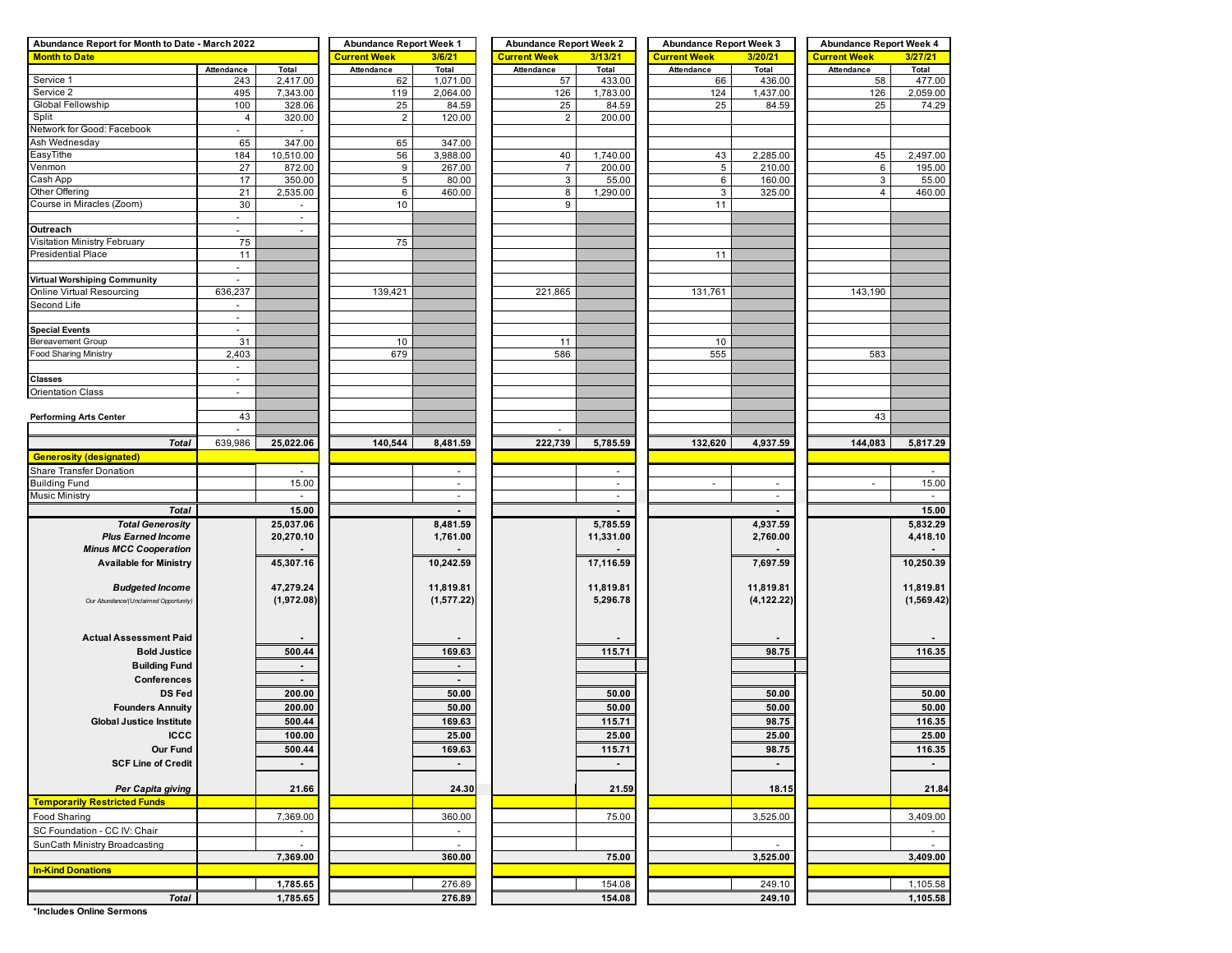| Abundance Report for Month to Date - March 2022 | | | Abundance Report Week 1 | | Abundance Report Week 2 | | Abundance Report Week 3 | | Abundance Report Week 4 | |
|---|---|---|---|---|---|---|---|---|---|---|
| **Month to Date** | | | **Current Week** | **3/6/21** | **Current Week** | **3/13/21** | **Current Week** | **3/20/21** | **Current Week** | **3/27/21** |
| | Attendance | Total | Attendance | Total | Attendance | Total | Attendance | Total | Attendance | Total |
| Service 1 | 243 | 2,417.00 | 62 | 1,071.00 | 57 | 433.00 | 66 | 436.00 | 58 | 477.00 |
| Service 2 | 495 | 7,343.00 | 119 | 2,064.00 | 126 | 1,783.00 | 124 | 1,437.00 | 126 | 2,059.00 |
| Global Fellowship | 100 | 328.06 | 25 | 84.59 | 25 | 84.59 | 25 | 84.59 | 25 | 74.29 |
| Split | 4 | 320.00 | 2 | 120.00 | 2 | 200.00 | | | | |
| Network for Good: Facebook | - | - | | | | | | | | |
| Ash Wednesday | 65 | 347.00 | 65 | 347.00 | | | | | | |
| EasyTithe | 184 | 10,510.00 | 56 | 3,988.00 | 40 | 1,740.00 | 43 | 2,285.00 | 45 | 2,497.00 |
| Venmon | 27 | 872.00 | 9 | 267.00 | 7 | 200.00 | 5 | 210.00 | 6 | 195.00 |
| Cash App | 17 | 350.00 | 5 | 80.00 | 3 | 55.00 | 6 | 160.00 | 3 | 55.00 |
| Other Offering | 21 | 2,535.00 | 6 | 460.00 | 8 | 1,290.00 | 3 | 325.00 | 4 | 460.00 |
| Course in Miracles (Zoom) | 30 | - | 10 | | 9 | | 11 | | | |
| | - | - | | | | | | | | |
| **Outreach** | - | - | | | | | | | | |
| Visitation Ministry February | 75 | | 75 | | | | | | | |
| Presidential Place | 11 | | | | | | 11 | | | |
| | - | | | | | | | | | |
| **Virtual Worshiping Community** | - | | | | | | | | | |
| Online Virtual Resourcing | 636,237 | | 139,421 | | 221,865 | | 131,761 | | 143,190 | |
| Second Life | - | | | | | | | | | |
| | - | | | | | | | | | |
| **Special Events** | - | | | | | | | | | |
| Bereavement Group | 31 | | 10 | | 11 | | 10 | | | |
| Food Sharing Ministry | 2,403 | | 679 | | 586 | | 555 | | 583 | |
| | - | | | | | | | | | |
| **Classes** | - | | | | | | | | | |
| Orientation Class | - | | | | | | | | | |
| | | | | | | | | | | |
| **Performing Arts Center** | 43 | | | | | | | | 43 | |
| | - | | | | - | | | | | |
| ***Total*** | 639,986 | **25,022.06** | **140,544** | **8,481.59** | **222,739** | **5,785.59** | **132,620** | **4,937.59** | **144,083** | **5,817.29** |
| **Generosity (designated)** | | | | | | | | | | |
| Share Transfer Donation | | - | | - | | - | | | | - |
| Building Fund | | 15.00 | | - | | - | - | - | - | 15.00 |
| Music Ministry | | - | | - | | - | | - | | - |
| ***Total*** | | **15.00** | | **-** | | **-** | | **-** | | **15.00** |
| ***Total Generosity*** | | **25,037.06** | | **8,481.59** | | **5,785.59** | | **4,937.59** | | **5,832.29** |
| ***Plus Earned Income*** | | **20,270.10** | | **1,761.00** | | **11,331.00** | | **2,760.00** | | **4,418.10** |
| ***Minus MCC Cooperation*** | | **-** | | **-** | | **-** | | **-** | | **-** |
| **Available for Ministry** | | **45,307.16** | | **10,242.59** | | **17,116.59** | | **7,697.59** | | **10,250.39** |
| ***Budgeted Income*** | | **47,279.24** | | **11,819.81** | | **11,819.81** | | **11,819.81** | | **11,819.81** |
| *Our Abundance/(Unclaimed Opportunity)* | | **(1,972.08)** | | **(1,577.22)** | | **5,296.78** | | **(4,122.22)** | | **(1,569.42)** |
| **Actual Assessment Paid** | | **-** | | **-** | | **-** | | **-** | | **-** |
| **Bold Justice** | | **500.44** | | **169.63** | | **115.71** | | **98.75** | | **116.35** |
| **Building Fund** | | **-** | | **-** | | | | | | |
| **Conferences** | | **-** | | **-** | | | | | | |
| **DS Fed** | | **200.00** | | **50.00** | | **50.00** | | **50.00** | | **50.00** |
| **Founders Annuity** | | **200.00** | | **50.00** | | **50.00** | | **50.00** | | **50.00** |
| **Global Justice Institute** | | **500.44** | | **169.63** | | **115.71** | | **98.75** | | **116.35** |
| **ICCC** | | **100.00** | | **25.00** | | **25.00** | | **25.00** | | **25.00** |
| **Our Fund** | | **500.44** | | **169.63** | | **115.71** | | **98.75** | | **116.35** |
| **SCF Line of Credit** | | **-** | | **-** | | **-** | | **-** | | **-** |
| ***Per Capita giving*** | | **21.66** | | **24.30** | | **21.59** | | **18.15** | | **21.84** |
| **Temporarily Restricted Funds** | | | | | | | | | | |
| Food Sharing | | 7,369.00 | | 360.00 | | 75.00 | | 3,525.00 | | 3,409.00 |
| SC Foundation - CC IV: Chair | | - | | - | | | | | | - |
| SunCath Ministry Broadcasting | | - | | - | | | | - | | - |
| | | **7,369.00** | | **360.00** | | **75.00** | | **3,525.00** | | **3,409.00** |
| **In-Kind Donations** | | | | | | | | | | |
| | | **1,785.65** | | 276.89 | | 154.08 | | 249.10 | | 1,105.58 |
| ***Total*** | | **1,785.65** | | **276.89** | | **154.08** | | **249.10** | | **1,105.58** |

**\*Includes Online Sermons**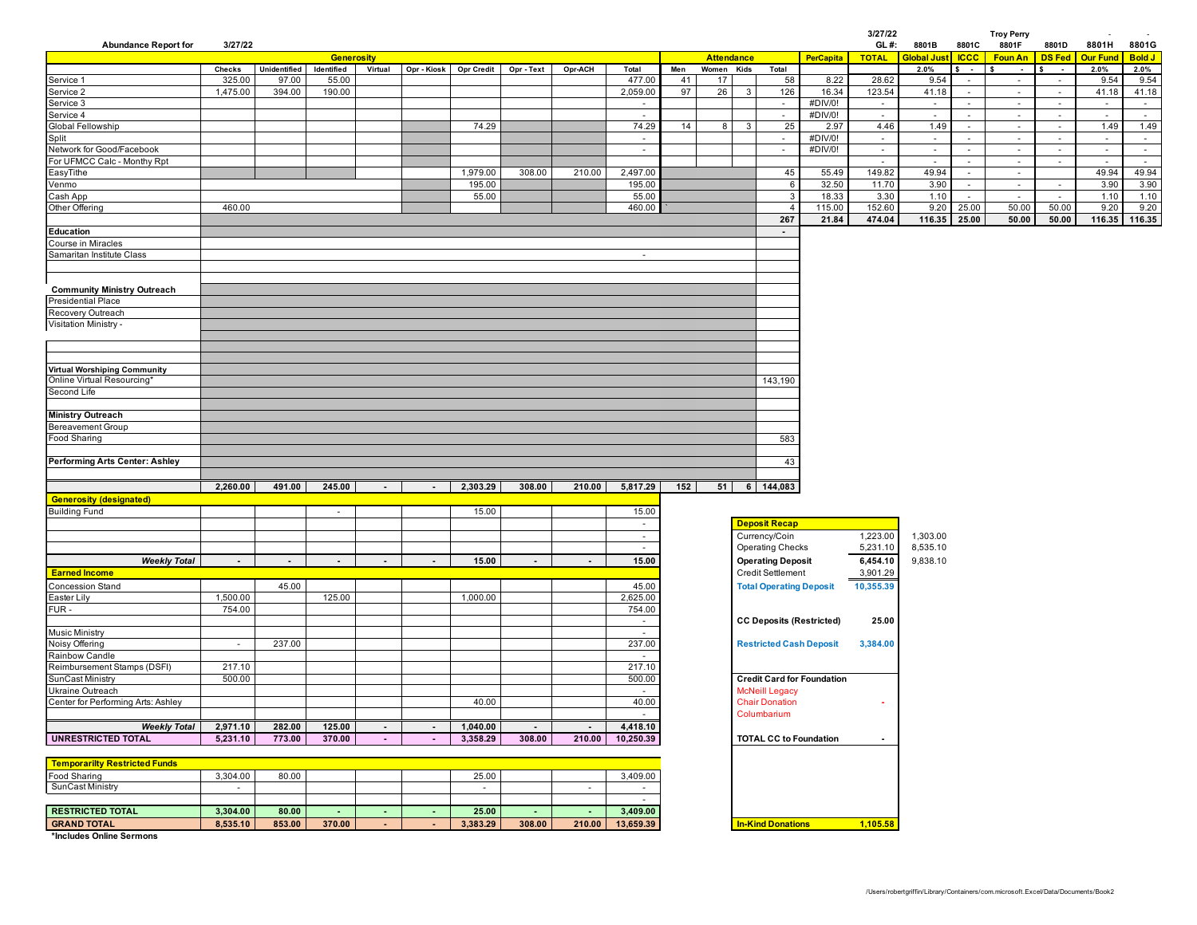| Abundance Report for | 3/27/22 | | | | | | | | | | | | | | | 3/27/22 GL #: | 8801B | 8801C | Troy Perry 8801F | 8801D | - 8801H | - 8801G |
|---|---|---|---|---|---|---|---|---|---|---|---|---|---|---|---|---|---|---|---|---|---|---|
| | Generosity | | | | | | | | | Attendance | | | | PerCapita | TOTAL | Global Just | ICCC | Foun An | DS Fed | Our Fund | Bold J |
| | Checks | Unidentified | Identified | Virtual | Opr - Kiosk | Opr Credit | Opr - Text | Opr-ACH | Total | Men | Women | Kids | Total | | | 2.0% | $ - | $ - | $ - | 2.0% | 2.0% |
| Service 1 | 325.00 | 97.00 | 55.00 | | | | | | 477.00 | 41 | 17 | | 58 | 8.22 | 28.62 | 9.54 | - | - | - | 9.54 | 9.54 |
| Service 2 | 1,475.00 | 394.00 | 190.00 | | | | | | 2,059.00 | 97 | 26 | 3 | 126 | 16.34 | 123.54 | 41.18 | - | - | - | 41.18 | 41.18 |
| Service 3 | | | | | | | | | - | | | | - | #DIV/0! | - | - | - | - | - | - | - |
| Service 4 | | | | | | | | | - | | | | - | #DIV/0! | - | - | - | - | - | - | - |
| Global Fellowship | | | | | | 74.29 | | | 74.29 | 14 | 8 | 3 | 25 | 2.97 | 4.46 | 1.49 | - | - | - | 1.49 | 1.49 |
| Split | | | | | | | | | - | | | | - | #DIV/0! | - | - | - | - | - | - | - |
| Network for Good/Facebook | | | | | | | | | - | | | | - | #DIV/0! | - | - | - | - | - | - | - |
| For UFMCC Calc - Monthy Rpt | | | | | | | | | | | | | | | - | - | - | - | - | - | - |
| EasyTithe | | | | | | 1,979.00 | 308.00 | 210.00 | 2,497.00 | | | | 45 | 55.49 | 149.82 | 49.94 | - | - | | 49.94 | 49.94 |
| Venmo | | | | | | 195.00 | | | 195.00 | | | | 6 | 32.50 | 11.70 | 3.90 | - | - | - | 3.90 | 3.90 |
| Cash App | | | | | | 55.00 | | | 55.00 | | | | 3 | 18.33 | 3.30 | 1.10 | - | - | - | 1.10 | 1.10 |
| Other Offering | 460.00 | | | | | | | | 460.00 | | | | 4 | 115.00 | 152.60 | 9.20 | 25.00 | 50.00 | 50.00 | 9.20 | 9.20 |
| | | | | | | | | | | | | | 267 | 21.84 | 474.04 | 116.35 | 25.00 | 50.00 | 50.00 | 116.35 | 116.35 |
| **Education** | | | | | | | | | | | | | - | | | | | | | | |
| Course in Miracles | | | | | | | | | | | | | | | | | | | | | |
| Samaritan Institute Class | | | | | | | | | - | | | | | | | | | | | | |
| **Community Ministry Outreach** | | | | | | | | | | | | | | | | | | | | | |
| Presidential Place | | | | | | | | | | | | | | | | | | | | | |
| Recovery Outreach | | | | | | | | | | | | | | | | | | | | | |
| Visitation Ministry - | | | | | | | | | | | | | | | | | | | | | |
| **Virtual Worshiping Community** | | | | | | | | | | | | | | | | | | | | | |
| Online Virtual Resourcing* | | | | | | | | | | | | | 143,190 | | | | | | | | |
| Second Life | | | | | | | | | | | | | | | | | | | | | |
| **Ministry Outreach** | | | | | | | | | | | | | | | | | | | | | |
| Bereavement Group | | | | | | | | | | | | | | | | | | | | | |
| Food Sharing | | | | | | | | | | | | | 583 | | | | | | | | |
| **Performing Arts Center: Ashley** | | | | | | | | | | | | | 43 | | | | | | | | |
| | 2,260.00 | 491.00 | 245.00 | - | - | 2,303.29 | 308.00 | 210.00 | 5,817.29 | 152 | 51 | 6 | 144,083 | | | | | | | | |

| | Checks | Unidentified | Identified | Virtual | Opr - Kiosk | Opr Credit | Opr - Text | Opr-ACH | Total |
|---|---|---|---|---|---|---|---|---|---|
| **Generosity (designated)** | | | | | | | | | |
| Building Fund | | | - | | | 15.00 | | | 15.00 |
| | | | | | | | | | - |
| | | | | | | | | | - |
| | | | | | | | | | - |
| ***Weekly Total*** | - | - | - | - | - | 15.00 | - | - | 15.00 |
| **Earned Income** | | | | | | | | | |
| Concession Stand | | 45.00 | | | | | | | 45.00 |
| Easter Lily | 1,500.00 | | 125.00 | | | 1,000.00 | | | 2,625.00 |
| FUR - | 754.00 | | | | | | | | 754.00 |
| | | | | | | | | | - |
| Music Ministry | | | | | | | | | - |
| Noisy Offering | - | 237.00 | | | | | | | 237.00 |
| Rainbow Candle | | | | | | | | | - |
| Reimbursement Stamps (DSFI) | 217.10 | | | | | | | | 217.10 |
| SunCast Ministry | 500.00 | | | | | | | | 500.00 |
| Ukraine Outreach | | | | | | | | | - |
| Center for Performing Arts: Ashley | | | | | | 40.00 | | | 40.00 |
| | | | | | | | | | - |
| ***Weekly Total*** | 2,971.10 | 282.00 | 125.00 | - | - | 1,040.00 | - | - | 4,418.10 |
| **UNRESTRICTED TOTAL** | 5,231.10 | 773.00 | 370.00 | - | - | 3,358.29 | 308.00 | 210.00 | 10,250.39 |
| **Temporarilty Restricted Funds** | | | | | | | | | |
| Food Sharing | 3,304.00 | 80.00 | | | | 25.00 | | | 3,409.00 |
| SunCast Ministry | - | | | | | - | | - | - |
| | | | | | | | | | - |
| **RESTRICTED TOTAL** | 3,304.00 | 80.00 | - | - | - | 25.00 | - | - | 3,409.00 |
| **GRAND TOTAL** | 8,535.10 | 853.00 | 370.00 | - | - | 3,383.29 | 308.00 | 210.00 | 13,659.39 |

*Includes Online Sermons

| Deposit Recap | | |
|---|---|---|
| Currency/Coin | 1,223.00 | 1,303.00 |
| Operating Checks | 5,231.10 | 8,535.10 |
| **Operating Deposit** | **6,454.10** | 9,838.10 |
| Credit Settlement | 3,901.29 | |
| **Total Operating Deposit** | **10,355.39** | |
| **CC Deposits (Restricted)** | **25.00** | |
| **Restricted Cash Deposit** | **3,384.00** | |
| **Credit Card for Foundation** | | |
| McNeill Legacy | | |
| Chair Donation | - | |
| Columbarium | | |
| **TOTAL CC to Foundation** | - | |
| **In-Kind Donations** | **1,105.58** | |